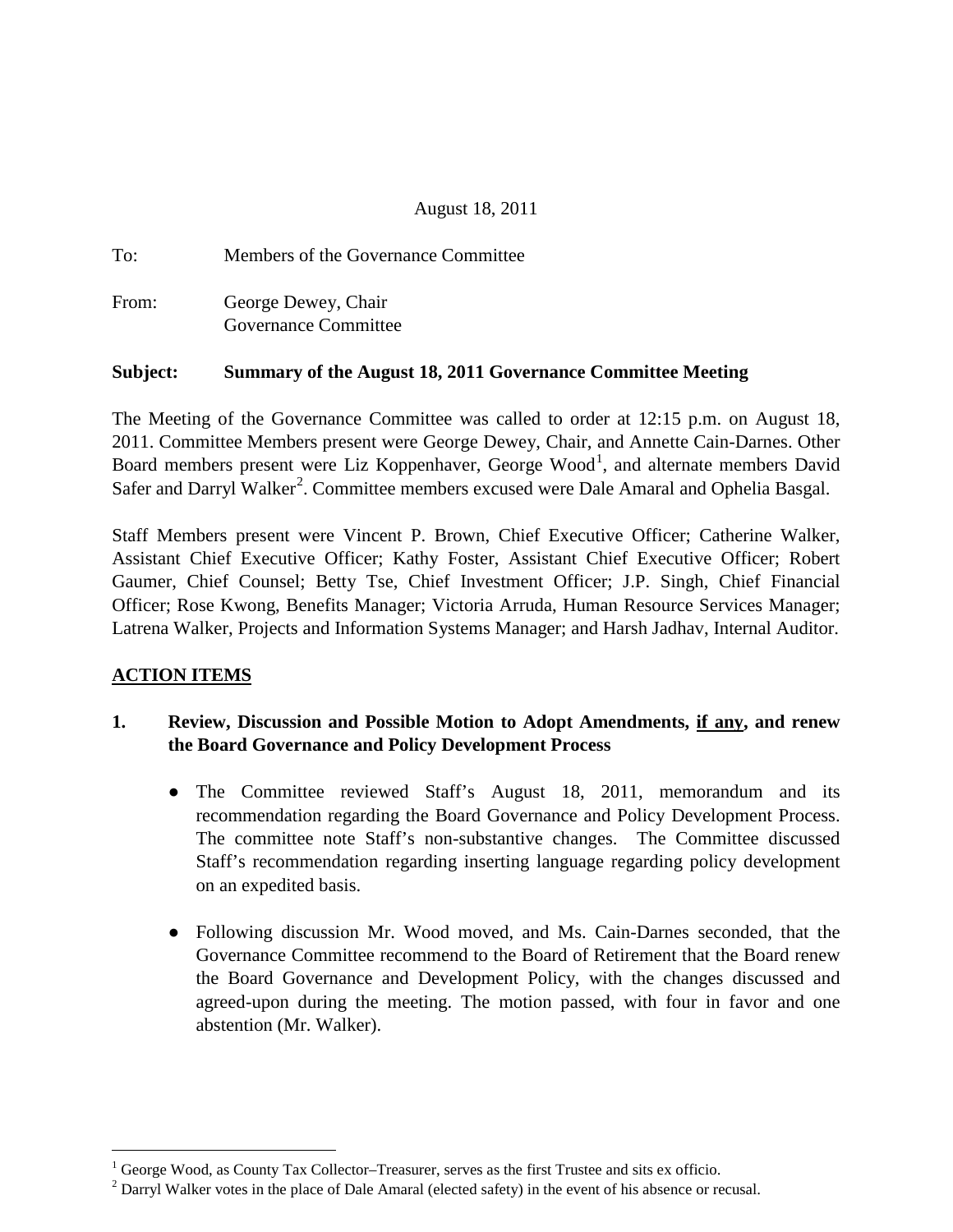August 18, 2011

To: Members of the Governance Committee

From: George Dewey, Chair
Governance Committee

**Subject: Summary of the August 18, 2011 Governance Committee Meeting**

The Meeting of the Governance Committee was called to order at 12:15 p.m. on August 18, 2011. Committee Members present were George Dewey, Chair, and Annette Cain-Darnes. Other Board members present were Liz Koppenhaver, George Wood[1], and alternate members David Safer and Darryl Walker[2]. Committee members excused were Dale Amaral and Ophelia Basgal.

Staff Members present were Vincent P. Brown, Chief Executive Officer; Catherine Walker, Assistant Chief Executive Officer; Kathy Foster, Assistant Chief Executive Officer; Robert Gaumer, Chief Counsel; Betty Tse, Chief Investment Officer; J.P. Singh, Chief Financial Officer; Rose Kwong, Benefits Manager; Victoria Arruda, Human Resource Services Manager; Latrena Walker, Projects and Information Systems Manager; and Harsh Jadhav, Internal Auditor.

## ACTION ITEMS

### 1. Review, Discussion and Possible Motion to Adopt Amendments, if any, and renew the Board Governance and Policy Development Process

- The Committee reviewed Staff's August 18, 2011, memorandum and its recommendation regarding the Board Governance and Policy Development Process. The committee note Staff's non-substantive changes. The Committee discussed Staff's recommendation regarding inserting language regarding policy development on an expedited basis.

- Following discussion Mr. Wood moved, and Ms. Cain-Darnes seconded, that the Governance Committee recommend to the Board of Retirement that the Board renew the Board Governance and Development Policy, with the changes discussed and agreed-upon during the meeting. The motion passed, with four in favor and one abstention (Mr. Walker).

---

[1] George Wood, as County Tax Collector–Treasurer, serves as the first Trustee and sits ex officio.

[2] Darryl Walker votes in the place of Dale Amaral (elected safety) in the event of his absence or recusal.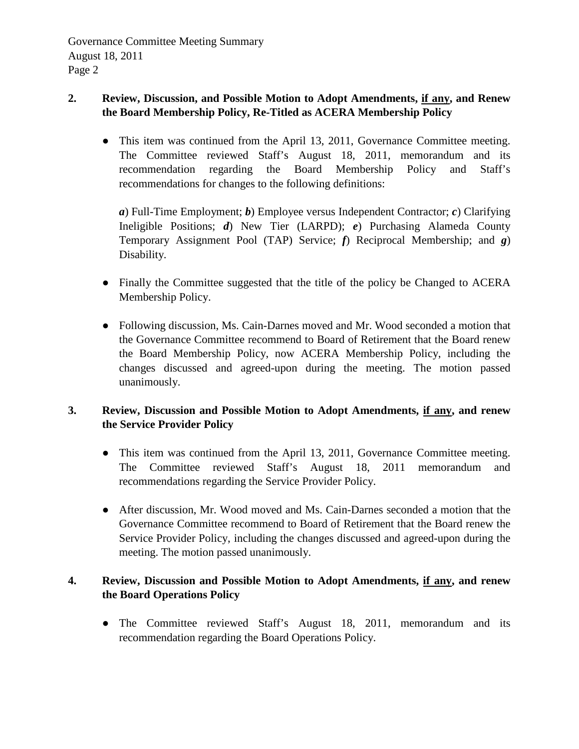**2. Review, Discussion, and Possible Motion to Adopt Amendments, if any, and Renew the Board Membership Policy, Re-Titled as ACERA Membership Policy**

- This item was continued from the April 13, 2011, Governance Committee meeting. The Committee reviewed Staff's August 18, 2011, memorandum and its recommendation regarding the Board Membership Policy and Staff's recommendations for changes to the following definitions:

  ***a***) Full-Time Employment; ***b***) Employee versus Independent Contractor; ***c***) Clarifying Ineligible Positions; ***d***) New Tier (LARPD); ***e***) Purchasing Alameda County Temporary Assignment Pool (TAP) Service; ***f***) Reciprocal Membership; and ***g***) Disability.

- Finally the Committee suggested that the title of the policy be Changed to ACERA Membership Policy.

- Following discussion, Ms. Cain-Darnes moved and Mr. Wood seconded a motion that the Governance Committee recommend to Board of Retirement that the Board renew the Board Membership Policy, now ACERA Membership Policy, including the changes discussed and agreed-upon during the meeting. The motion passed unanimously.

**3. Review, Discussion and Possible Motion to Adopt Amendments, if any, and renew the Service Provider Policy**

- This item was continued from the April 13, 2011, Governance Committee meeting. The Committee reviewed Staff's August 18, 2011 memorandum and recommendations regarding the Service Provider Policy.

- After discussion, Mr. Wood moved and Ms. Cain-Darnes seconded a motion that the Governance Committee recommend to Board of Retirement that the Board renew the Service Provider Policy, including the changes discussed and agreed-upon during the meeting. The motion passed unanimously.

**4. Review, Discussion and Possible Motion to Adopt Amendments, if any, and renew the Board Operations Policy**

- The Committee reviewed Staff's August 18, 2011, memorandum and its recommendation regarding the Board Operations Policy.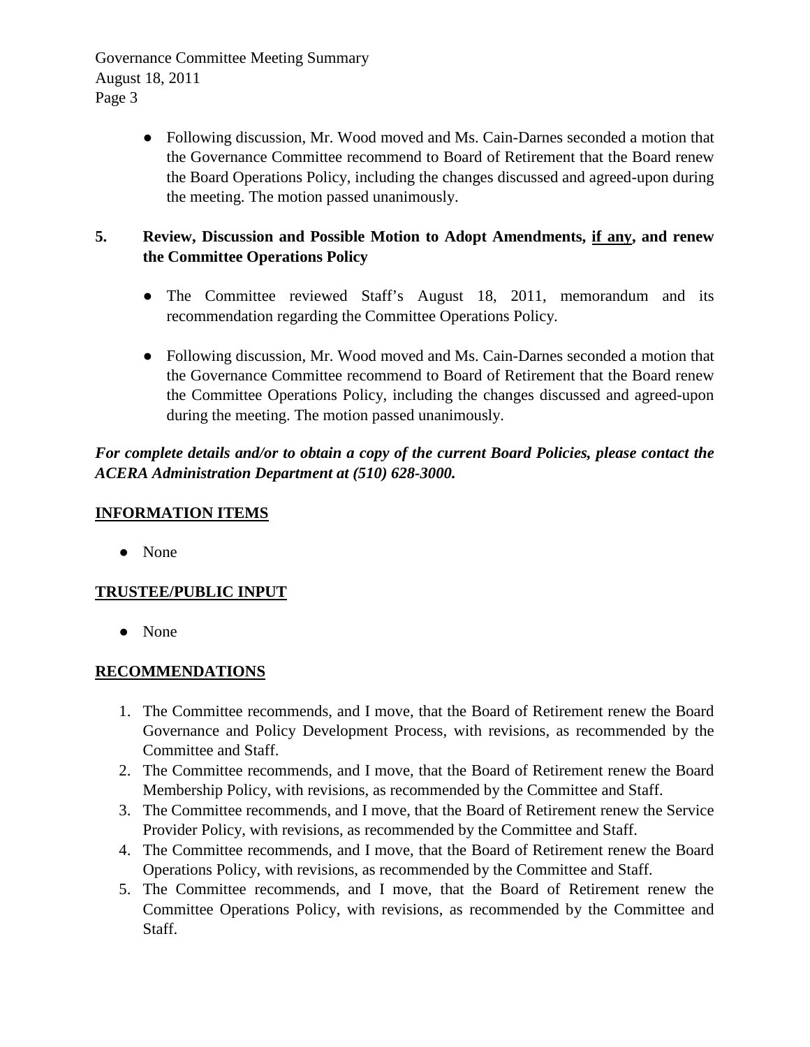- Following discussion, Mr. Wood moved and Ms. Cain-Darnes seconded a motion that the Governance Committee recommend to Board of Retirement that the Board renew the Board Operations Policy, including the changes discussed and agreed-upon during the meeting. The motion passed unanimously.

**5. Review, Discussion and Possible Motion to Adopt Amendments, <u>if any</u>, and renew the Committee Operations Policy**

- The Committee reviewed Staff's August 18, 2011, memorandum and its recommendation regarding the Committee Operations Policy.
- Following discussion, Mr. Wood moved and Ms. Cain-Darnes seconded a motion that the Governance Committee recommend to Board of Retirement that the Board renew the Committee Operations Policy, including the changes discussed and agreed-upon during the meeting. The motion passed unanimously.

***For complete details and/or to obtain a copy of the current Board Policies, please contact the ACERA Administration Department at (510) 628-3000.***

## INFORMATION ITEMS

- None

## TRUSTEE/PUBLIC INPUT

- None

## RECOMMENDATIONS

1. The Committee recommends, and I move, that the Board of Retirement renew the Board Governance and Policy Development Process, with revisions, as recommended by the Committee and Staff.
2. The Committee recommends, and I move, that the Board of Retirement renew the Board Membership Policy, with revisions, as recommended by the Committee and Staff.
3. The Committee recommends, and I move, that the Board of Retirement renew the Service Provider Policy, with revisions, as recommended by the Committee and Staff.
4. The Committee recommends, and I move, that the Board of Retirement renew the Board Operations Policy, with revisions, as recommended by the Committee and Staff.
5. The Committee recommends, and I move, that the Board of Retirement renew the Committee Operations Policy, with revisions, as recommended by the Committee and Staff.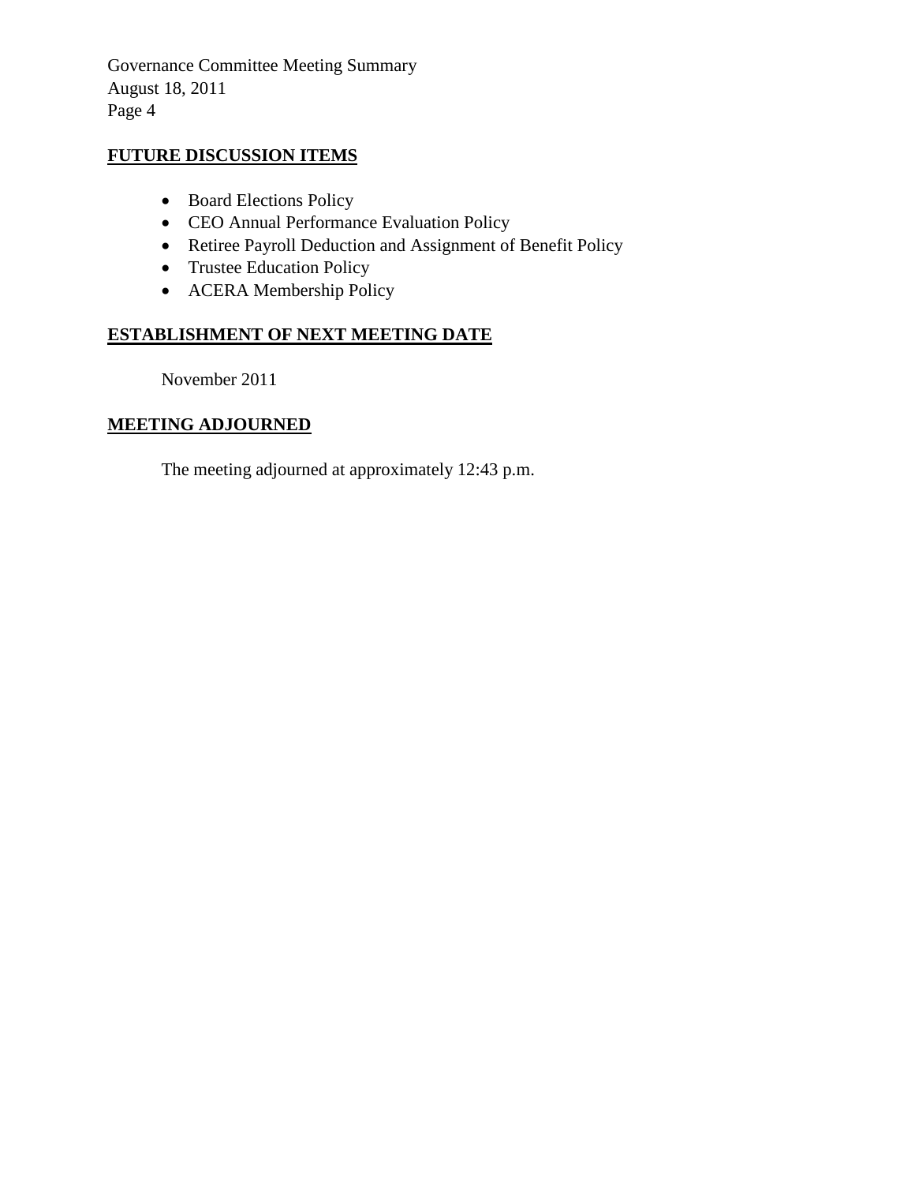## **FUTURE DISCUSSION ITEMS**

- Board Elections Policy
- CEO Annual Performance Evaluation Policy
- Retiree Payroll Deduction and Assignment of Benefit Policy
- Trustee Education Policy
- ACERA Membership Policy

## **ESTABLISHMENT OF NEXT MEETING DATE**

November 2011

## **MEETING ADJOURNED**

The meeting adjourned at approximately 12:43 p.m.